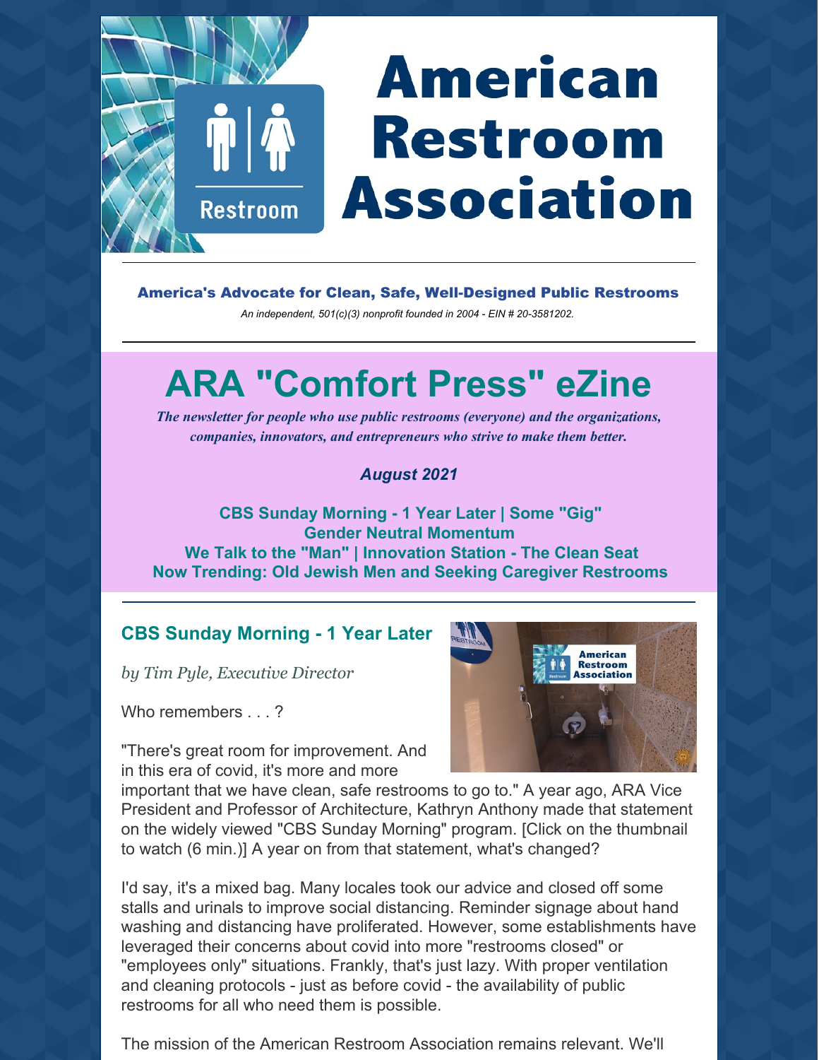# American Restroom Association

**America's Advocate for Clean, Safe, Well-Designed Public Restrooms**

*An independent, 501(c)(3) nonprofit founded in 2004 - EIN # 20-3581202.*

# ARA "Comfort Press" eZine

*The newsletter for people who use public restrooms (everyone) and the organizations, companies, innovators, and entrepreneurs who strive to make them better.*

***August 2021***

**CBS Sunday Morning - 1 Year Later | Some "Gig"**
**Gender Neutral Momentum**
**We Talk to the "Man" | Innovation Station - The Clean Seat**
**Now Trending: Old Jewish Men and Seeking Caregiver Restrooms**

## CBS Sunday Morning - 1 Year Later

*by Tim Pyle, Executive Director*

Who remembers . . . ?

"There's great room for improvement. And in this era of covid, it's more and more important that we have clean, safe restrooms to go to." A year ago, ARA Vice President and Professor of Architecture, Kathryn Anthony made that statement on the widely viewed "CBS Sunday Morning" program. [Click on the thumbnail to watch (6 min.)] A year on from that statement, what's changed?

I'd say, it's a mixed bag. Many locales took our advice and closed off some stalls and urinals to improve social distancing. Reminder signage about hand washing and distancing have proliferated. However, some establishments have leveraged their concerns about covid into more "restrooms closed" or "employees only" situations. Frankly, that's just lazy. With proper ventilation and cleaning protocols - just as before covid - the availability of public restrooms for all who need them is possible.

The mission of the American Restroom Association remains relevant. We'll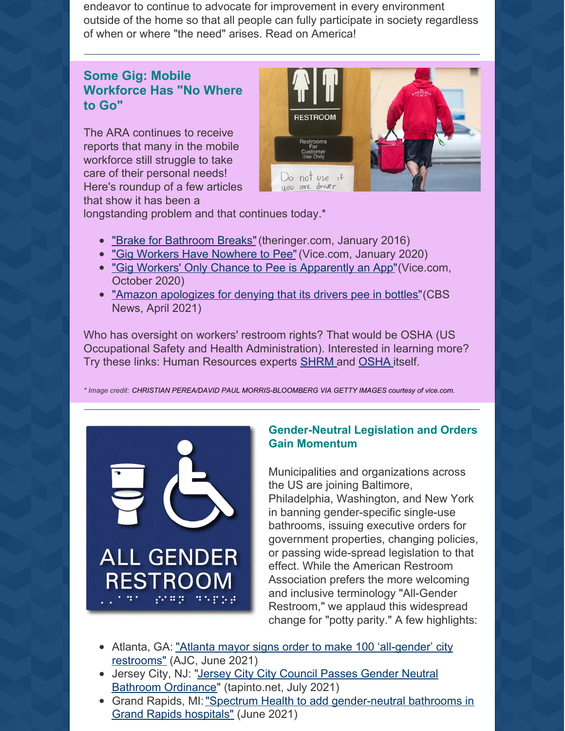endeavor to continue to advocate for improvement in every environment outside of the home so that all people can fully participate in society regardless of when or where "the need" arises. Read on America!

---

### Some Gig: Mobile Workforce Has "No Where to Go"

The ARA continues to receive reports that many in the mobile workforce still struggle to take care of their personal needs! Here's roundup of a few articles that show it has been a longstanding problem and that continues today.*

- "Brake for Bathroom Breaks" (theringer.com, January 2016)
- "Gig Workers Have Nowhere to Pee" (Vice.com, January 2020)
- "Gig Workers' Only Chance to Pee is Apparently an App"(Vice.com, October 2020)
- "Amazon apologizes for denying that its drivers pee in bottles"(CBS News, April 2021)

Who has oversight on workers' restroom rights? That would be OSHA (US Occupational Safety and Health Administration). Interested in learning more? Try these links: Human Resources experts SHRM and OSHA itself.

*\* Image credit: CHRISTIAN PEREA/DAVID PAUL MORRIS-BLOOMBERG VIA GETTY IMAGES courtesy of vice.com.*

---

### Gender-Neutral Legislation and Orders Gain Momentum

Municipalities and organizations across the US are joining Baltimore, Philadelphia, Washington, and New York in banning gender-specific single-use bathrooms, issuing executive orders for government properties, changing policies, or passing wide-spread legislation to that effect. While the American Restroom Association prefers the more welcoming and inclusive terminology "All-Gender Restroom," we applaud this widespread change for "potty parity." A few highlights:

- Atlanta, GA: "Atlanta mayor signs order to make 100 'all-gender' city restrooms" (AJC, June 2021)
- Jersey City, NJ: "Jersey City City Council Passes Gender Neutral Bathroom Ordinance" (tapinto.net, July 2021)
- Grand Rapids, MI: "Spectrum Health to add gender-neutral bathrooms in Grand Rapids hospitals" (June 2021)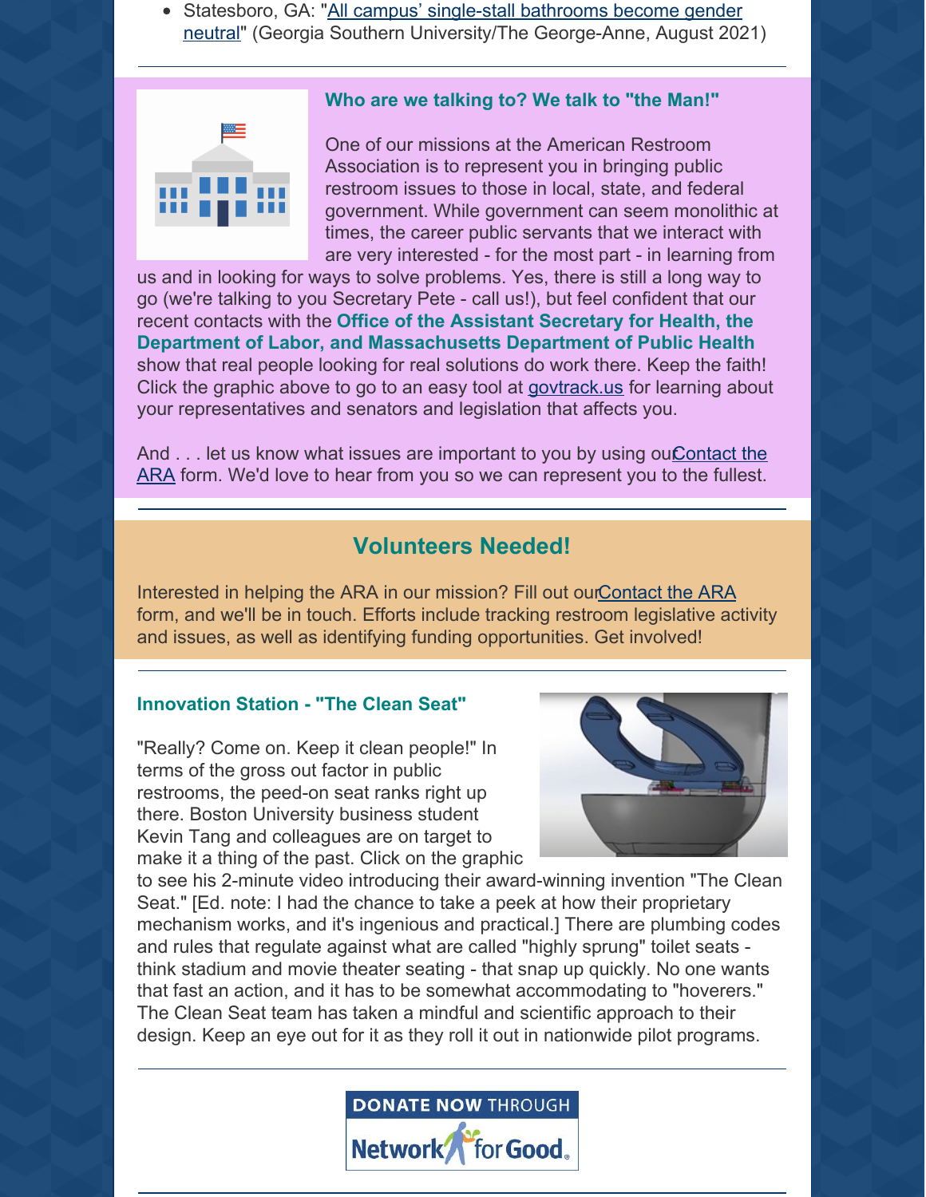- Statesboro, GA: "All campus' single-stall bathrooms become gender neutral" (Georgia Southern University/The George-Anne, August 2021)

---

### Who are we talking to? We talk to "the Man!"

One of our missions at the American Restroom Association is to represent you in bringing public restroom issues to those in local, state, and federal government. While government can seem monolithic at times, the career public servants that we interact with are very interested - for the most part - in learning from us and in looking for ways to solve problems. Yes, there is still a long way to go (we're talking to you Secretary Pete - call us!), but feel confident that our recent contacts with the **Office of the Assistant Secretary for Health, the Department of Labor, and Massachusetts Department of Public Health** show that real people looking for real solutions do work there. Keep the faith! Click the graphic above to go to an easy tool at govtrack.us for learning about your representatives and senators and legislation that affects you.

And . . . let us know what issues are important to you by using ourContact the ARA form. We'd love to hear from you so we can represent you to the fullest.

---

## Volunteers Needed!

Interested in helping the ARA in our mission? Fill out ourContact the ARA form, and we'll be in touch. Efforts include tracking restroom legislative activity and issues, as well as identifying funding opportunities. Get involved!

---

### Innovation Station - "The Clean Seat"

"Really? Come on. Keep it clean people!" In terms of the gross out factor in public restrooms, the peed-on seat ranks right up there. Boston University business student Kevin Tang and colleagues are on target to make it a thing of the past. Click on the graphic to see his 2-minute video introducing their award-winning invention "The Clean Seat." [Ed. note: I had the chance to take a peek at how their proprietary mechanism works, and it's ingenious and practical.] There are plumbing codes and rules that regulate against what are called "highly sprung" toilet seats - think stadium and movie theater seating - that snap up quickly. No one wants that fast an action, and it has to be somewhat accommodating to "hoverers." The Clean Seat team has taken a mindful and scientific approach to their design. Keep an eye out for it as they roll it out in nationwide pilot programs.

---

DONATE NOW THROUGH Network for Good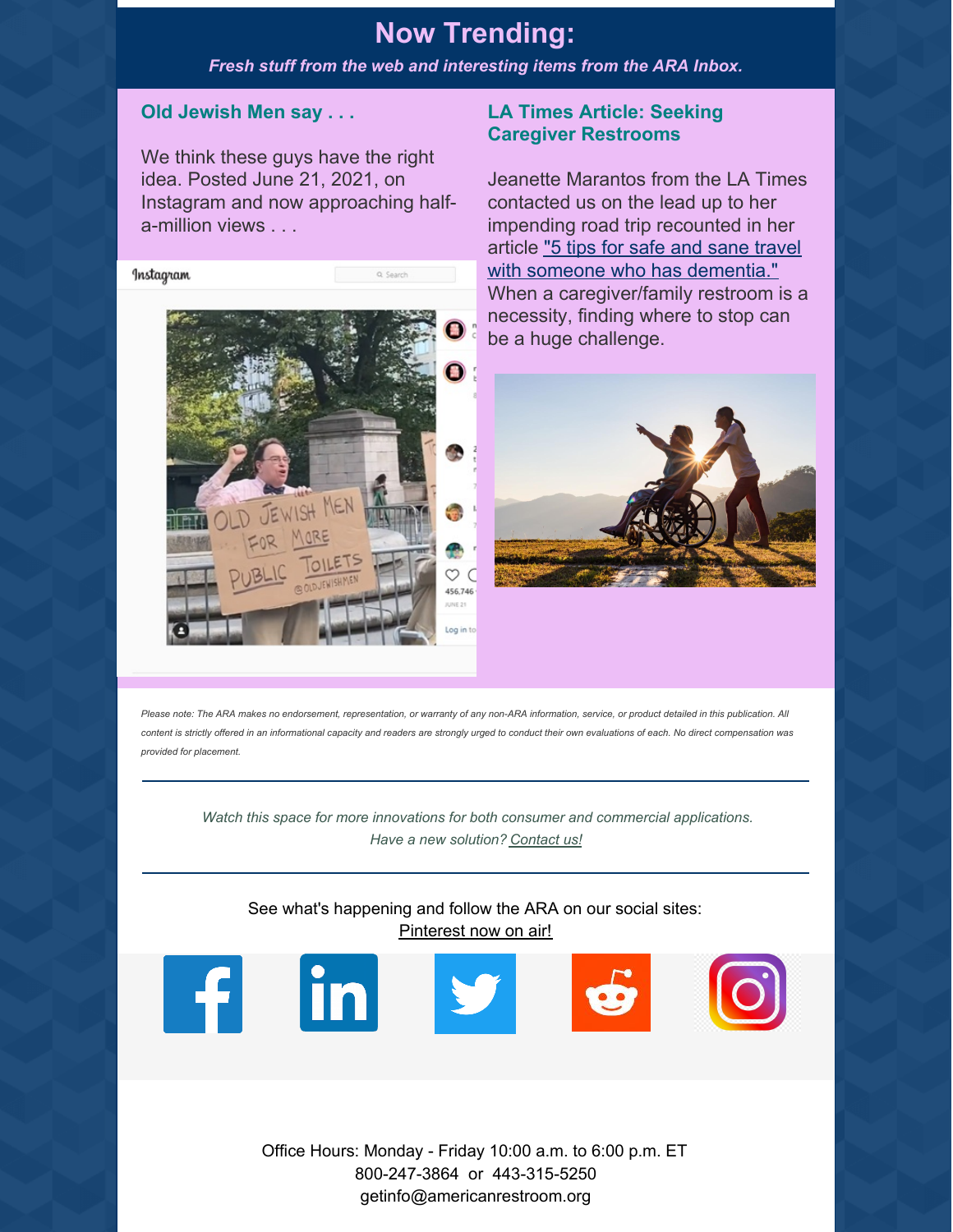# Now Trending:

***Fresh stuff from the web and interesting items from the ARA Inbox.***

### Old Jewish Men say . . .

We think these guys have the right idea. Posted June 21, 2021, on Instagram and now approaching half-a-million views . . .

### LA Times Article: Seeking Caregiver Restrooms

Jeanette Marantos from the LA Times contacted us on the lead up to her impending road trip recounted in her article "5 tips for safe and sane travel with someone who has dementia." When a caregiver/family restroom is a necessity, finding where to stop can be a huge challenge.

*Please note: The ARA makes no endorsement, representation, or warranty of any non-ARA information, service, or product detailed in this publication. All content is strictly offered in an informational capacity and readers are strongly urged to conduct their own evaluations of each. No direct compensation was provided for placement.*

---

*Watch this space for more innovations for both consumer and commercial applications.*
*Have a new solution? Contact us!*

---

See what's happening and follow the ARA on our social sites:
Pinterest now on air!

Office Hours: Monday - Friday 10:00 a.m. to 6:00 p.m. ET
800-247-3864 or 443-315-5250
getinfo@americanrestroom.org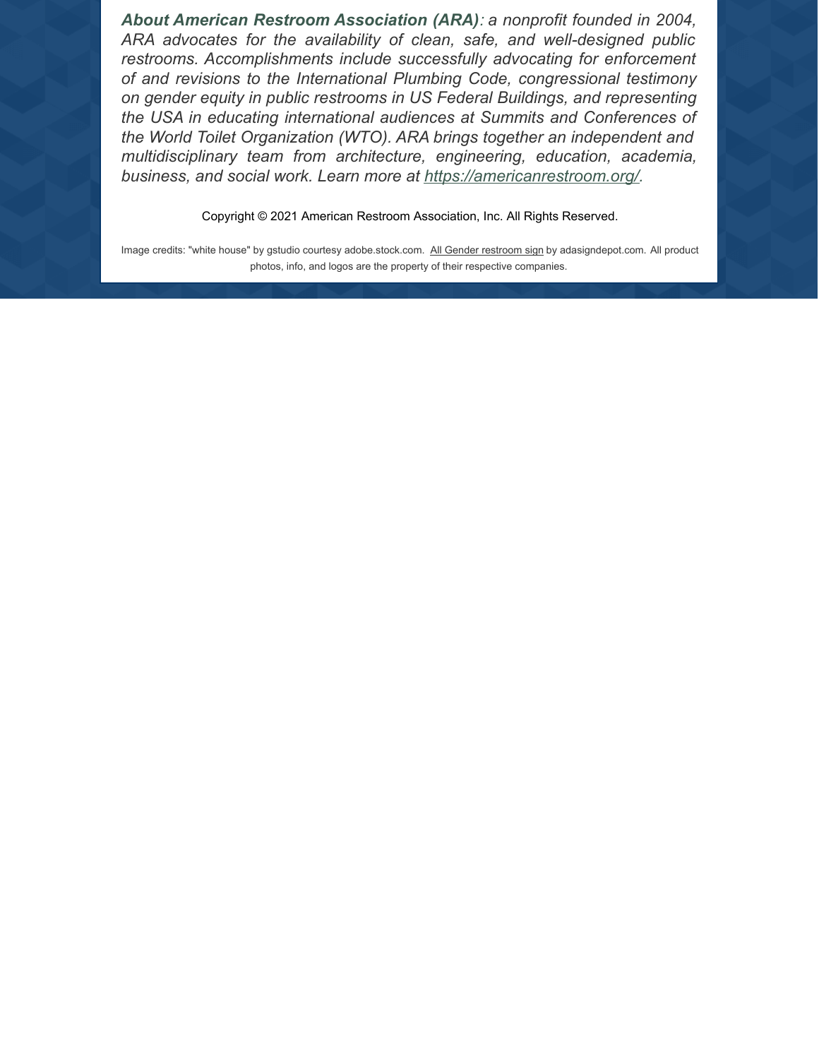***About American Restroom Association (ARA)**: a nonprofit founded in 2004, ARA advocates for the availability of clean, safe, and well-designed public restrooms. Accomplishments include successfully advocating for enforcement of and revisions to the International Plumbing Code, congressional testimony on gender equity in public restrooms in US Federal Buildings, and representing the USA in educating international audiences at Summits and Conferences of the World Toilet Organization (WTO). ARA brings together an independent and multidisciplinary team from architecture, engineering, education, academia, business, and social work. Learn more at https://americanrestroom.org/.*

Copyright © 2021 American Restroom Association, Inc. All Rights Reserved.

Image credits: "white house" by gstudio courtesy adobe.stock.com. All Gender restroom sign by adasigndepot.com. All product photos, info, and logos are the property of their respective companies.